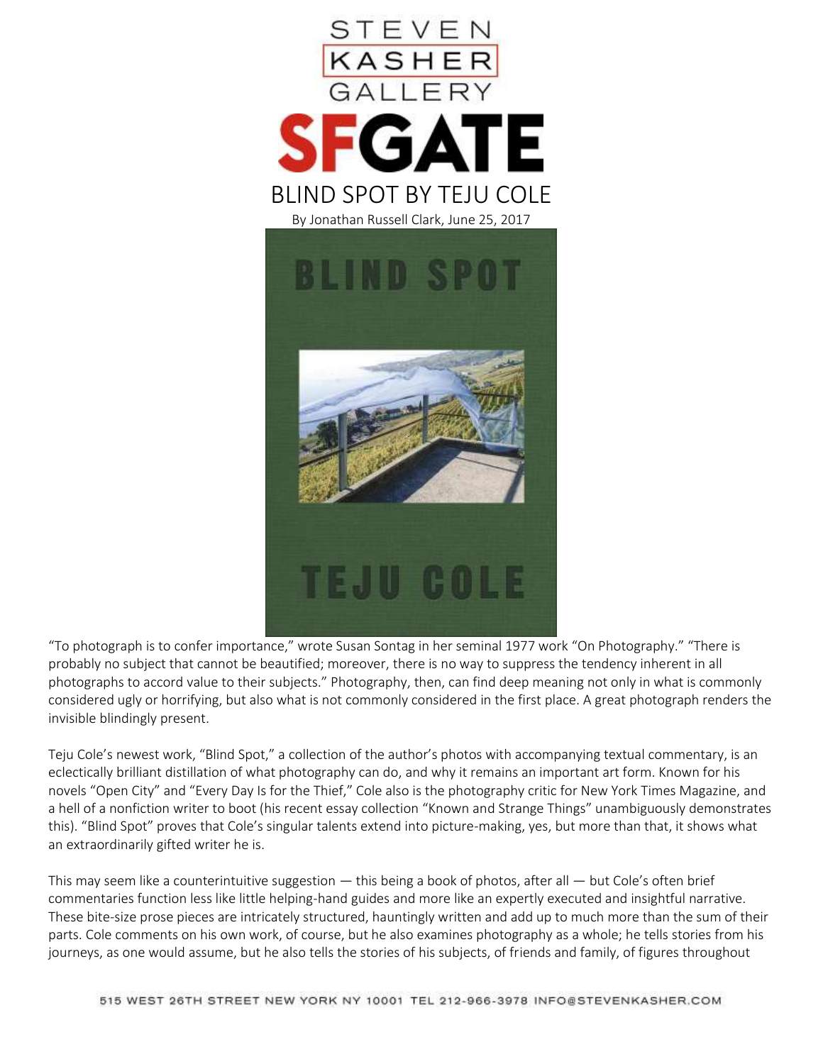STEVEN KASHER GALLERY

SFGATE

# BLIND SPOT BY TEJU COLE

By Jonathan Russell Clark, June 25, 2017

"To photograph is to confer importance," wrote Susan Sontag in her seminal 1977 work "On Photography." "There is probably no subject that cannot be beautified; moreover, there is no way to suppress the tendency inherent in all photographs to accord value to their subjects." Photography, then, can find deep meaning not only in what is commonly considered ugly or horrifying, but also what is not commonly considered in the first place. A great photograph renders the invisible blindingly present.

Teju Cole's newest work, "Blind Spot," a collection of the author's photos with accompanying textual commentary, is an eclectically brilliant distillation of what photography can do, and why it remains an important art form. Known for his novels "Open City" and "Every Day Is for the Thief," Cole also is the photography critic for New York Times Magazine, and a hell of a nonfiction writer to boot (his recent essay collection "Known and Strange Things" unambiguously demonstrates this). "Blind Spot" proves that Cole's singular talents extend into picture-making, yes, but more than that, it shows what an extraordinarily gifted writer he is.

This may seem like a counterintuitive suggestion — this being a book of photos, after all — but Cole's often brief commentaries function less like little helping-hand guides and more like an expertly executed and insightful narrative. These bite-size prose pieces are intricately structured, hauntingly written and add up to much more than the sum of their parts. Cole comments on his own work, of course, but he also examines photography as a whole; he tells stories from his journeys, as one would assume, but he also tells the stories of his subjects, of friends and family, of figures throughout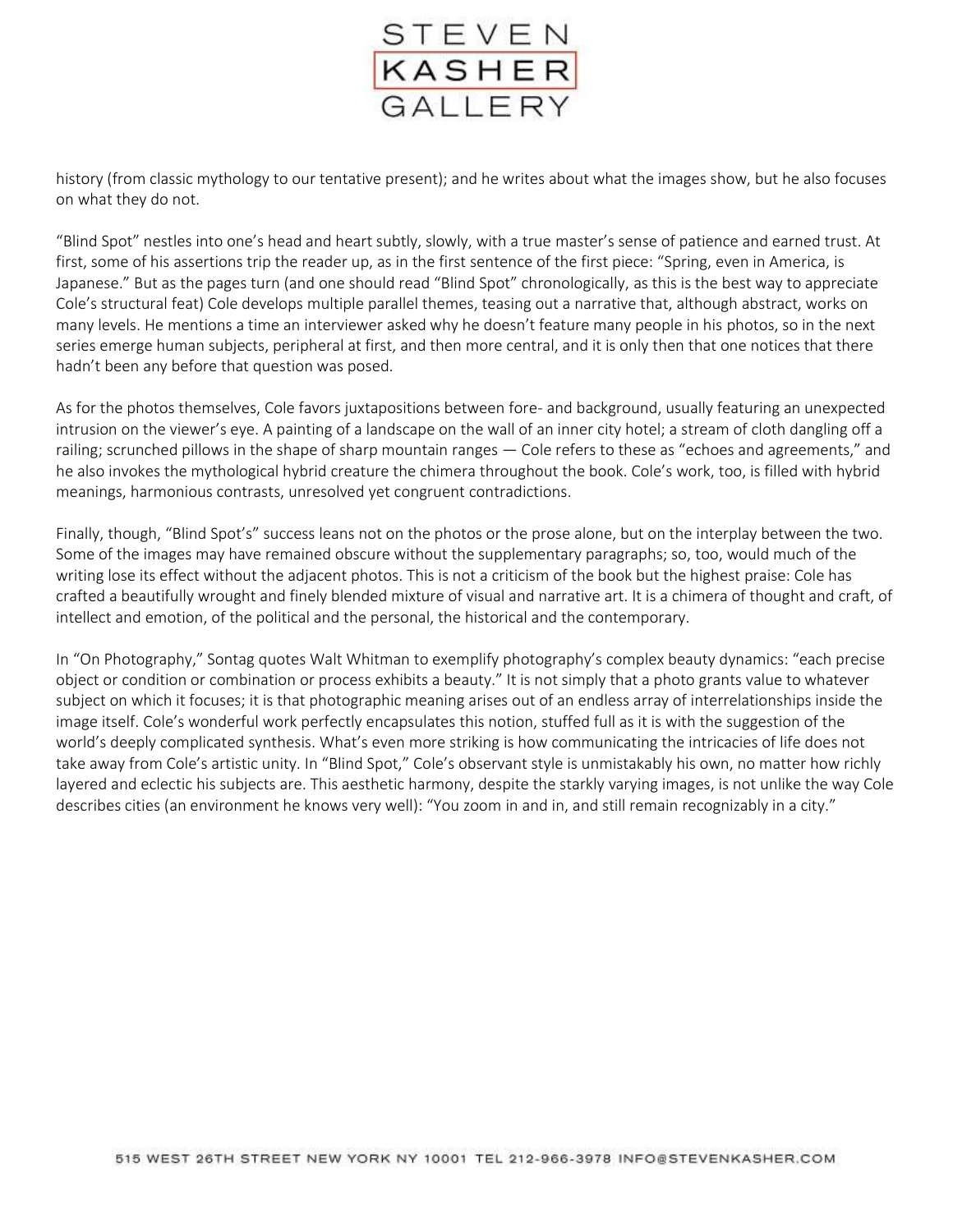history (from classic mythology to our tentative present); and he writes about what the images show, but he also focuses on what they do not.

“Blind Spot” nestles into one’s head and heart subtly, slowly, with a true master’s sense of patience and earned trust. At first, some of his assertions trip the reader up, as in the first sentence of the first piece: “Spring, even in America, is Japanese.” But as the pages turn (and one should read “Blind Spot” chronologically, as this is the best way to appreciate Cole’s structural feat) Cole develops multiple parallel themes, teasing out a narrative that, although abstract, works on many levels. He mentions a time an interviewer asked why he doesn’t feature many people in his photos, so in the next series emerge human subjects, peripheral at first, and then more central, and it is only then that one notices that there hadn’t been any before that question was posed.

As for the photos themselves, Cole favors juxtapositions between fore- and background, usually featuring an unexpected intrusion on the viewer’s eye. A painting of a landscape on the wall of an inner city hotel; a stream of cloth dangling off a railing; scrunched pillows in the shape of sharp mountain ranges — Cole refers to these as “echoes and agreements,” and he also invokes the mythological hybrid creature the chimera throughout the book. Cole’s work, too, is filled with hybrid meanings, harmonious contrasts, unresolved yet congruent contradictions.

Finally, though, “Blind Spot’s” success leans not on the photos or the prose alone, but on the interplay between the two. Some of the images may have remained obscure without the supplementary paragraphs; so, too, would much of the writing lose its effect without the adjacent photos. This is not a criticism of the book but the highest praise: Cole has crafted a beautifully wrought and finely blended mixture of visual and narrative art. It is a chimera of thought and craft, of intellect and emotion, of the political and the personal, the historical and the contemporary.

In “On Photography,” Sontag quotes Walt Whitman to exemplify photography’s complex beauty dynamics: “each precise object or condition or combination or process exhibits a beauty.” It is not simply that a photo grants value to whatever subject on which it focuses; it is that photographic meaning arises out of an endless array of interrelationships inside the image itself. Cole’s wonderful work perfectly encapsulates this notion, stuffed full as it is with the suggestion of the world’s deeply complicated synthesis. What’s even more striking is how communicating the intricacies of life does not take away from Cole’s artistic unity. In “Blind Spot,” Cole’s observant style is unmistakably his own, no matter how richly layered and eclectic his subjects are. This aesthetic harmony, despite the starkly varying images, is not unlike the way Cole describes cities (an environment he knows very well): “You zoom in and in, and still remain recognizably in a city.”